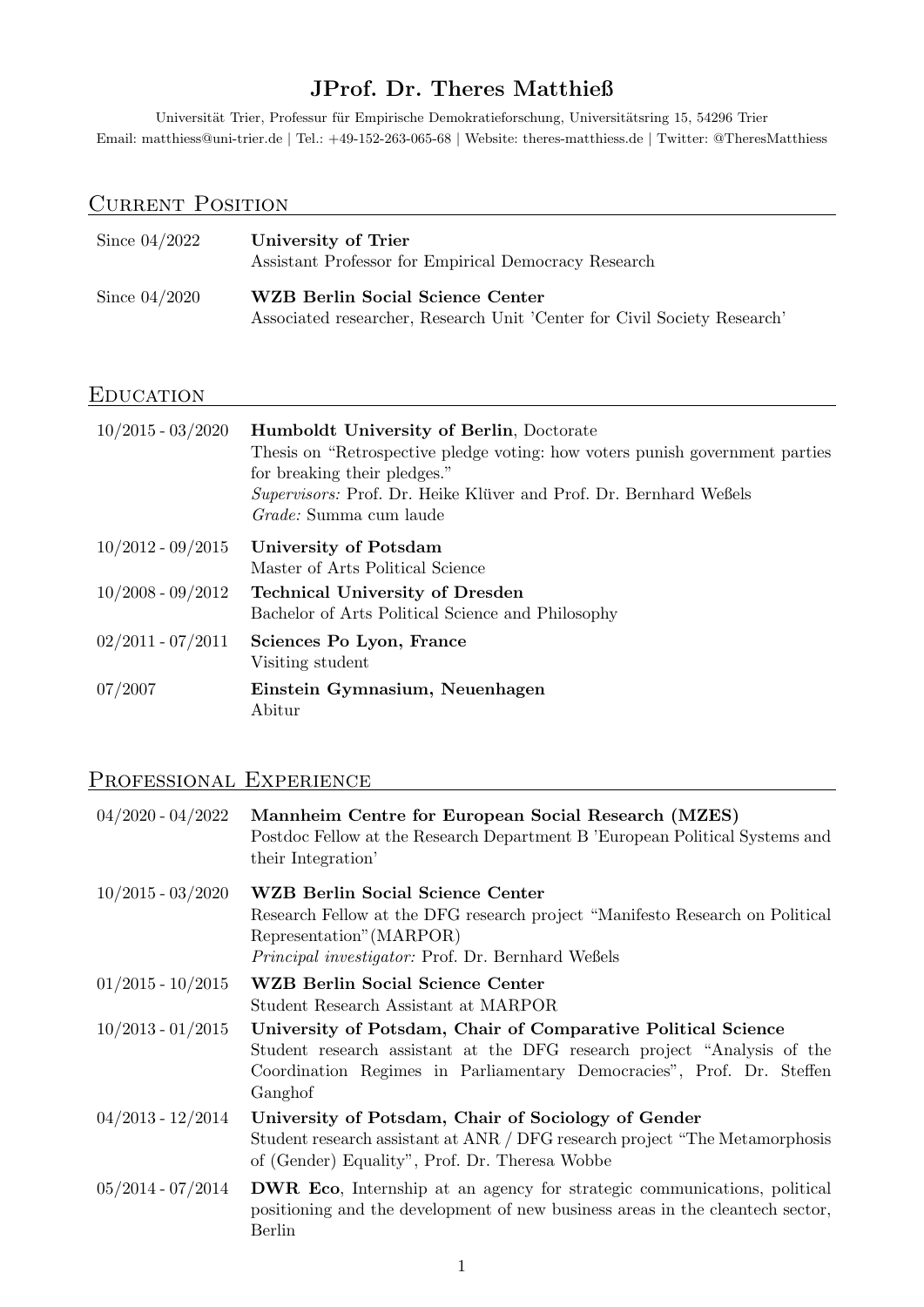# JProf. Dr. Theres Matthieß

Universität Trier, Professur für Empirische Demokratieforschung, Universitätsring 15, 54296 Trier
Email: matthiess@uni-trier.de | Tel.: +49-152-263-065-68 | Website: theres-matthiess.de | Twitter: @TheresMatthiess

## Current Position

| | |
|---|---|
| Since 04/2022 | **University of Trier**<br>Assistant Professor for Empirical Democracy Research |
| Since 04/2020 | **WZB Berlin Social Science Center**<br>Associated researcher, Research Unit 'Center for Civil Society Research' |

## Education

| | |
|---|---|
| 10/2015 - 03/2020 | **Humboldt University of Berlin**, Doctorate<br>Thesis on "Retrospective pledge voting: how voters punish government parties for breaking their pledges."<br>*Supervisors:* Prof. Dr. Heike Klüver and Prof. Dr. Bernhard Weßels<br>*Grade:* Summa cum laude |
| 10/2012 - 09/2015 | **University of Potsdam**<br>Master of Arts Political Science |
| 10/2008 - 09/2012 | **Technical University of Dresden**<br>Bachelor of Arts Political Science and Philosophy |
| 02/2011 - 07/2011 | **Sciences Po Lyon, France**<br>Visiting student |
| 07/2007 | **Einstein Gymnasium, Neuenhagen**<br>Abitur |

## Professional Experience

| | |
|---|---|
| 04/2020 - 04/2022 | **Mannheim Centre for European Social Research (MZES)**<br>Postdoc Fellow at the Research Department B 'European Political Systems and their Integration' |
| 10/2015 - 03/2020 | **WZB Berlin Social Science Center**<br>Research Fellow at the DFG research project "Manifesto Research on Political Representation"(MARPOR)<br>*Principal investigator:* Prof. Dr. Bernhard Weßels |
| 01/2015 - 10/2015 | **WZB Berlin Social Science Center**<br>Student Research Assistant at MARPOR |
| 10/2013 - 01/2015 | **University of Potsdam, Chair of Comparative Political Science**<br>Student research assistant at the DFG research project "Analysis of the Coordination Regimes in Parliamentary Democracies", Prof. Dr. Steffen Ganghof |
| 04/2013 - 12/2014 | **University of Potsdam, Chair of Sociology of Gender**<br>Student research assistant at ANR / DFG research project "The Metamorphosis of (Gender) Equality", Prof. Dr. Theresa Wobbe |
| 05/2014 - 07/2014 | **DWR Eco**, Internship at an agency for strategic communications, political positioning and the development of new business areas in the cleantech sector, Berlin |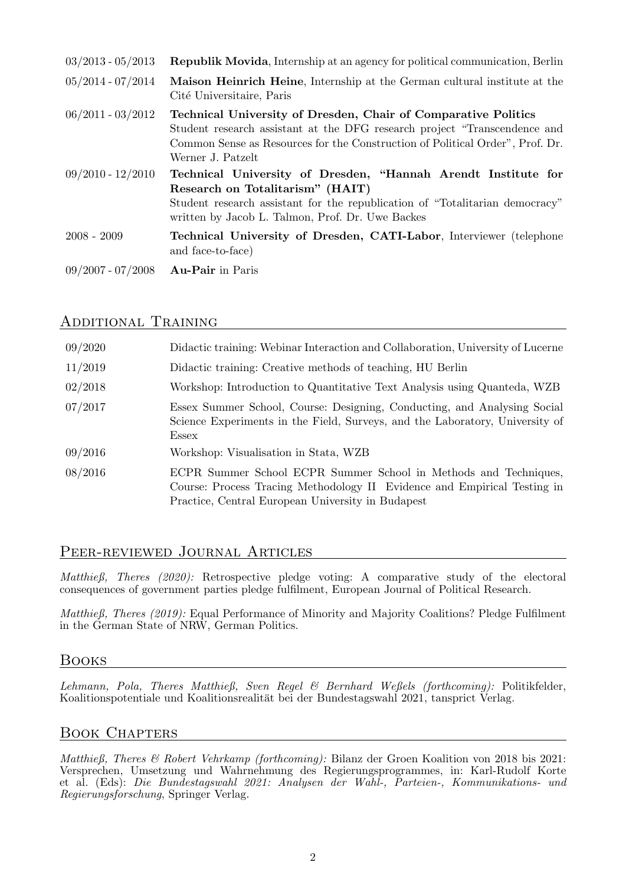| | |
|---|---|
| 03/2013 - 05/2013 | **Republik Movida**, Internship at an agency for political communication, Berlin |
| 05/2014 - 07/2014 | **Maison Heinrich Heine**, Internship at the German cultural institute at the Cité Universitaire, Paris |
| 06/2011 - 03/2012 | **Technical University of Dresden, Chair of Comparative Politics** Student research assistant at the DFG research project "Transcendence and Common Sense as Resources for the Construction of Political Order", Prof. Dr. Werner J. Patzelt |
| 09/2010 - 12/2010 | **Technical University of Dresden, "Hannah Arendt Institute for Research on Totalitarism" (HAIT)** Student research assistant for the republication of "Totalitarian democracy" written by Jacob L. Talmon, Prof. Dr. Uwe Backes |
| 2008 - 2009 | **Technical University of Dresden, CATI-Labor**, Interviewer (telephone and face-to-face) |
| 09/2007 - 07/2008 | **Au-Pair** in Paris |

## Additional Training

| | |
|---|---|
| 09/2020 | Didactic training: Webinar Interaction and Collaboration, University of Lucerne |
| 11/2019 | Didactic training: Creative methods of teaching, HU Berlin |
| 02/2018 | Workshop: Introduction to Quantitative Text Analysis using Quanteda, WZB |
| 07/2017 | Essex Summer School, Course: Designing, Conducting, and Analysing Social Science Experiments in the Field, Surveys, and the Laboratory, University of Essex |
| 09/2016 | Workshop: Visualisation in Stata, WZB |
| 08/2016 | ECPR Summer School ECPR Summer School in Methods and Techniques, Course: Process Tracing Methodology II Evidence and Empirical Testing in Practice, Central European University in Budapest |

## Peer-reviewed Journal Articles

*Matthieß, Theres (2020):* Retrospective pledge voting: A comparative study of the electoral consequences of government parties pledge fulfilment, European Journal of Political Research.

*Matthieß, Theres (2019):* Equal Performance of Minority and Majority Coalitions? Pledge Fulfilment in the German State of NRW, German Politics.

## Books

*Lehmann, Pola, Theres Matthieß, Sven Regel & Bernhard Weßels (forthcoming):* Politikfelder, Koalitionspotentiale und Koalitionsrealität bei der Bundestagswahl 2021, tansprict Verlag.

## Book Chapters

*Matthieß, Theres & Robert Vehrkamp (forthcoming):* Bilanz der Groen Koalition von 2018 bis 2021: Versprechen, Umsetzung und Wahrnehmung des Regierungsprogrammes, in: Karl-Rudolf Korte et al. (Eds): *Die Bundestagswahl 2021: Analysen der Wahl-, Parteien-, Kommunikations- und Regierungsforschung*, Springer Verlag.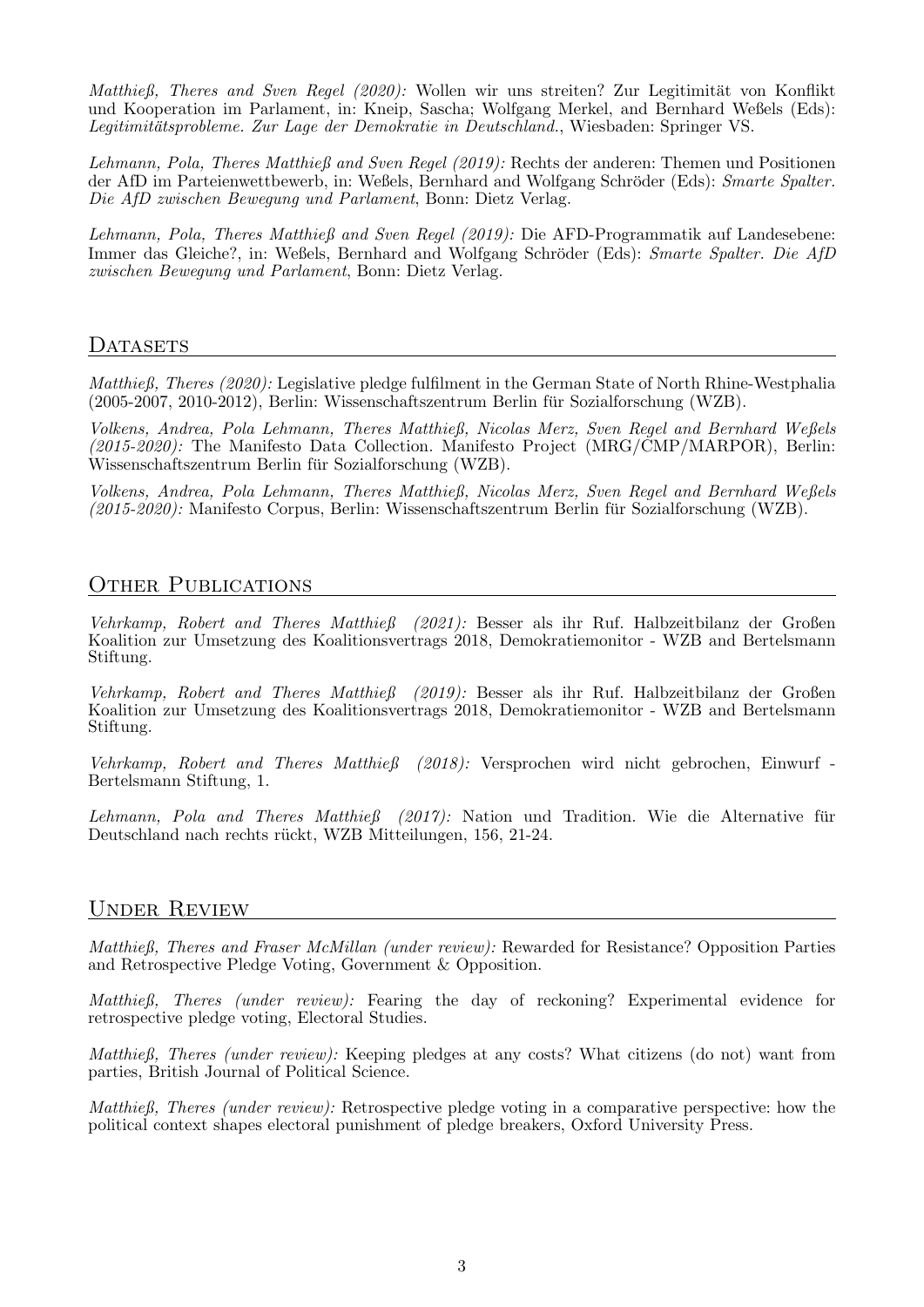*Matthieß, Theres and Sven Regel (2020):* Wollen wir uns streiten? Zur Legitimität von Konflikt und Kooperation im Parlament, in: Kneip, Sascha; Wolfgang Merkel, and Bernhard Weßels (Eds): *Legitimitätsprobleme. Zur Lage der Demokratie in Deutschland.*, Wiesbaden: Springer VS.

*Lehmann, Pola, Theres Matthieß and Sven Regel (2019):* Rechts der anderen: Themen und Positionen der AfD im Parteienwettbewerb, in: Weßels, Bernhard and Wolfgang Schröder (Eds): *Smarte Spalter. Die AfD zwischen Bewegung und Parlament*, Bonn: Dietz Verlag.

*Lehmann, Pola, Theres Matthieß and Sven Regel (2019):* Die AFD-Programmatik auf Landesebene: Immer das Gleiche?, in: Weßels, Bernhard and Wolfgang Schröder (Eds): *Smarte Spalter. Die AfD zwischen Bewegung und Parlament*, Bonn: Dietz Verlag.

## Datasets

*Matthieß, Theres (2020):* Legislative pledge fulfilment in the German State of North Rhine-Westphalia (2005-2007, 2010-2012), Berlin: Wissenschaftszentrum Berlin für Sozialforschung (WZB).

*Volkens, Andrea, Pola Lehmann, Theres Matthieß, Nicolas Merz, Sven Regel and Bernhard Weßels (2015-2020):* The Manifesto Data Collection. Manifesto Project (MRG/CMP/MARPOR), Berlin: Wissenschaftszentrum Berlin für Sozialforschung (WZB).

*Volkens, Andrea, Pola Lehmann, Theres Matthieß, Nicolas Merz, Sven Regel and Bernhard Weßels (2015-2020):* Manifesto Corpus, Berlin: Wissenschaftszentrum Berlin für Sozialforschung (WZB).

## Other Publications

*Vehrkamp, Robert and Theres Matthieß (2021):* Besser als ihr Ruf. Halbzeitbilanz der Großen Koalition zur Umsetzung des Koalitionsvertrags 2018, Demokratiemonitor - WZB and Bertelsmann Stiftung.

*Vehrkamp, Robert and Theres Matthieß (2019):* Besser als ihr Ruf. Halbzeitbilanz der Großen Koalition zur Umsetzung des Koalitionsvertrags 2018, Demokratiemonitor - WZB and Bertelsmann Stiftung.

*Vehrkamp, Robert and Theres Matthieß (2018):* Versprochen wird nicht gebrochen, Einwurf - Bertelsmann Stiftung, 1.

*Lehmann, Pola and Theres Matthieß (2017):* Nation und Tradition. Wie die Alternative für Deutschland nach rechts rückt, WZB Mitteilungen, 156, 21-24.

## Under Review

*Matthieß, Theres and Fraser McMillan (under review):* Rewarded for Resistance? Opposition Parties and Retrospective Pledge Voting, Government & Opposition.

*Matthieß, Theres (under review):* Fearing the day of reckoning? Experimental evidence for retrospective pledge voting, Electoral Studies.

*Matthieß, Theres (under review):* Keeping pledges at any costs? What citizens (do not) want from parties, British Journal of Political Science.

*Matthieß, Theres (under review):* Retrospective pledge voting in a comparative perspective: how the political context shapes electoral punishment of pledge breakers, Oxford University Press.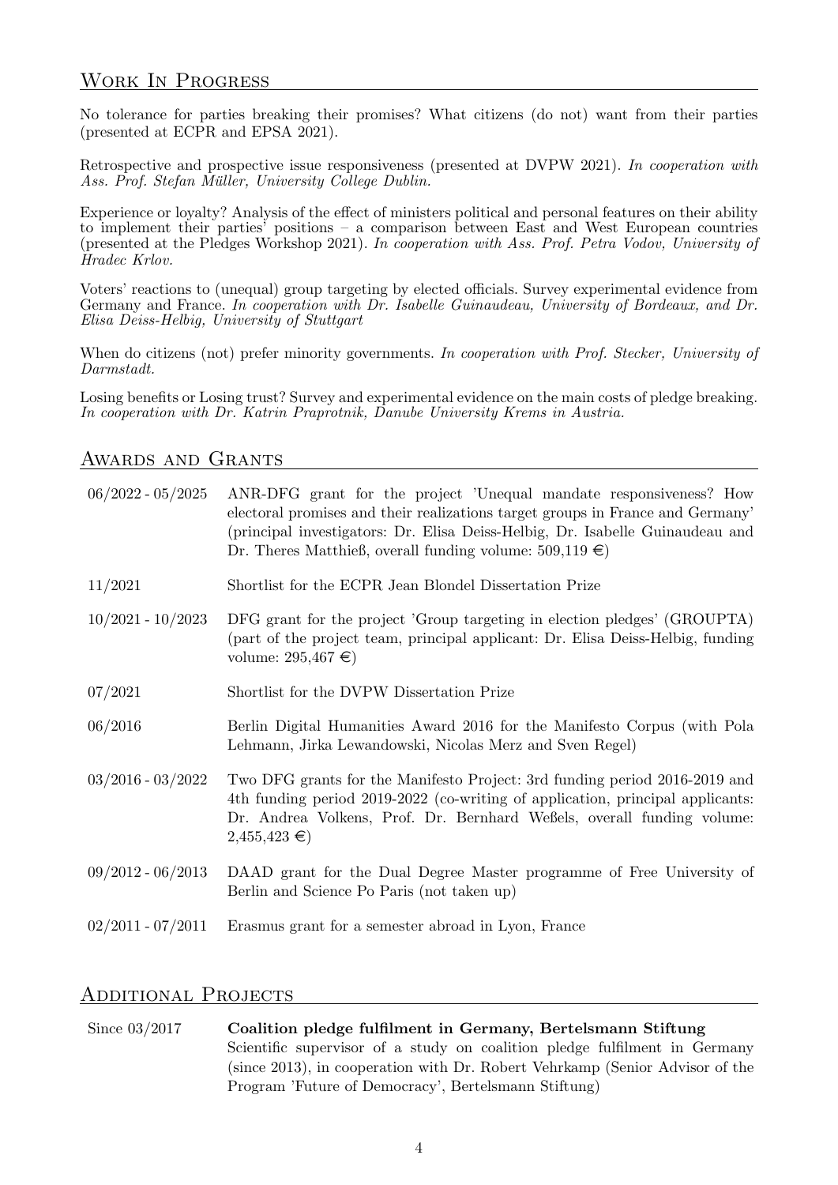## Work In Progress

No tolerance for parties breaking their promises? What citizens (do not) want from their parties (presented at ECPR and EPSA 2021).

Retrospective and prospective issue responsiveness (presented at DVPW 2021). *In cooperation with Ass. Prof. Stefan Müller, University College Dublin.*

Experience or loyalty? Analysis of the effect of ministers political and personal features on their ability to implement their parties' positions – a comparison between East and West European countries (presented at the Pledges Workshop 2021). *In cooperation with Ass. Prof. Petra Vodov, University of Hradec Krlov.*

Voters' reactions to (unequal) group targeting by elected officials. Survey experimental evidence from Germany and France. *In cooperation with Dr. Isabelle Guinaudeau, University of Bordeaux, and Dr. Elisa Deiss-Helbig, University of Stuttgart*

When do citizens (not) prefer minority governments. *In cooperation with Prof. Stecker, University of Darmstadt.*

Losing benefits or Losing trust? Survey and experimental evidence on the main costs of pledge breaking. *In cooperation with Dr. Katrin Praprotnik, Danube University Krems in Austria.*

## Awards and Grants

06/2022 - 05/2025 ANR-DFG grant for the project 'Unequal mandate responsiveness? How electoral promises and their realizations target groups in France and Germany' (principal investigators: Dr. Elisa Deiss-Helbig, Dr. Isabelle Guinaudeau and Dr. Theres Matthieß, overall funding volume: 509,119 €)

11/2021 Shortlist for the ECPR Jean Blondel Dissertation Prize

10/2021 - 10/2023 DFG grant for the project 'Group targeting in election pledges' (GROUPTA) (part of the project team, principal applicant: Dr. Elisa Deiss-Helbig, funding volume: 295,467 €)

07/2021 Shortlist for the DVPW Dissertation Prize

06/2016 Berlin Digital Humanities Award 2016 for the Manifesto Corpus (with Pola Lehmann, Jirka Lewandowski, Nicolas Merz and Sven Regel)

03/2016 - 03/2022 Two DFG grants for the Manifesto Project: 3rd funding period 2016-2019 and 4th funding period 2019-2022 (co-writing of application, principal applicants: Dr. Andrea Volkens, Prof. Dr. Bernhard Weßels, overall funding volume: 2,455,423 €)

09/2012 - 06/2013 DAAD grant for the Dual Degree Master programme of Free University of Berlin and Science Po Paris (not taken up)

02/2011 - 07/2011 Erasmus grant for a semester abroad in Lyon, France

## Additional Projects

Since 03/2017 **Coalition pledge fulfilment in Germany, Bertelsmann Stiftung**
Scientific supervisor of a study on coalition pledge fulfilment in Germany (since 2013), in cooperation with Dr. Robert Vehrkamp (Senior Advisor of the Program 'Future of Democracy', Bertelsmann Stiftung)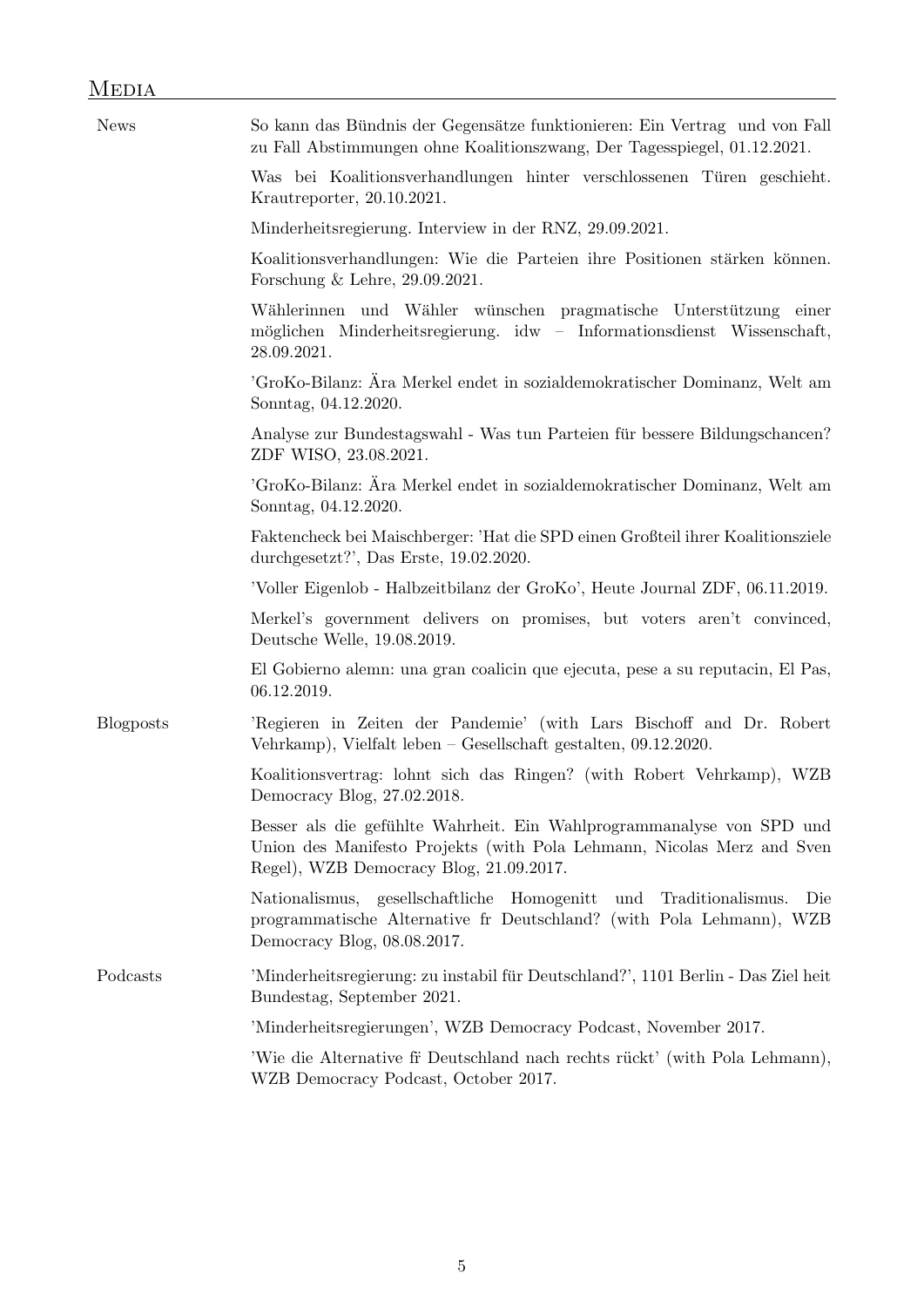## Media

**News**

So kann das Bündnis der Gegensätze funktionieren: Ein Vertrag und von Fall zu Fall Abstimmungen ohne Koalitionszwang, Der Tagesspiegel, 01.12.2021.

Was bei Koalitionsverhandlungen hinter verschlossenen Türen geschieht. Krautreporter, 20.10.2021.

Minderheitsregierung. Interview in der RNZ, 29.09.2021.

Koalitionsverhandlungen: Wie die Parteien ihre Positionen stärken können. Forschung & Lehre, 29.09.2021.

Wählerinnen und Wähler wünschen pragmatische Unterstützung einer möglichen Minderheitsregierung. idw – Informationsdienst Wissenschaft, 28.09.2021.

'GroKo-Bilanz: Ära Merkel endet in sozialdemokratischer Dominanz, Welt am Sonntag, 04.12.2020.

Analyse zur Bundestagswahl - Was tun Parteien für bessere Bildungschancen? ZDF WISO, 23.08.2021.

'GroKo-Bilanz: Ära Merkel endet in sozialdemokratischer Dominanz, Welt am Sonntag, 04.12.2020.

Faktencheck bei Maischberger: 'Hat die SPD einen Großteil ihrer Koalitionsziele durchgesetzt?', Das Erste, 19.02.2020.

'Voller Eigenlob - Halbzeitbilanz der GroKo', Heute Journal ZDF, 06.11.2019.

Merkel's government delivers on promises, but voters aren't convinced, Deutsche Welle, 19.08.2019.

El Gobierno alemn: una gran coalicin que ejecuta, pese a su reputacin, El Pas, 06.12.2019.

**Blogposts**

'Regieren in Zeiten der Pandemie' (with Lars Bischoff and Dr. Robert Vehrkamp), Vielfalt leben – Gesellschaft gestalten, 09.12.2020.

Koalitionsvertrag: lohnt sich das Ringen? (with Robert Vehrkamp), WZB Democracy Blog, 27.02.2018.

Besser als die gefühlte Wahrheit. Ein Wahlprogrammanalyse von SPD und Union des Manifesto Projekts (with Pola Lehmann, Nicolas Merz and Sven Regel), WZB Democracy Blog, 21.09.2017.

Nationalismus, gesellschaftliche Homogenitt und Traditionalismus. Die programmatische Alternative fr Deutschland? (with Pola Lehmann), WZB Democracy Blog, 08.08.2017.

**Podcasts**

'Minderheitsregierung: zu instabil für Deutschland?', 1101 Berlin - Das Ziel heit Bundestag, September 2021.

'Minderheitsregierungen', WZB Democracy Podcast, November 2017.

'Wie die Alternative fr Deutschland nach rechts rückt' (with Pola Lehmann), WZB Democracy Podcast, October 2017.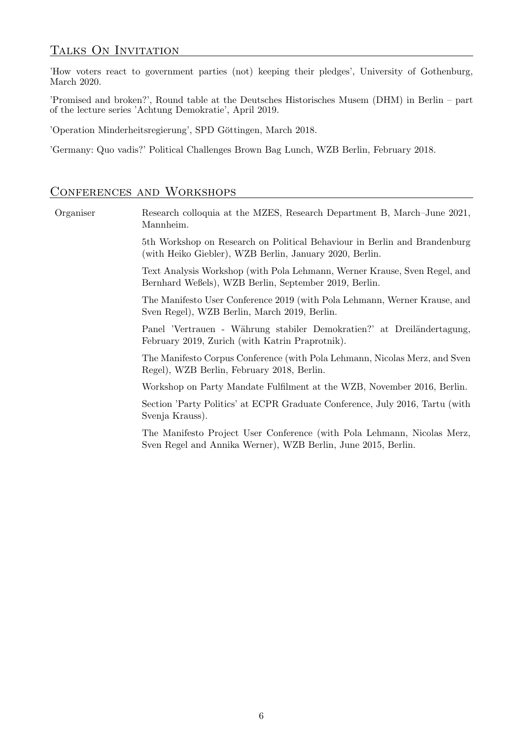## Talks On Invitation

'How voters react to government parties (not) keeping their pledges', University of Gothenburg, March 2020.

'Promised and broken?', Round table at the Deutsches Historisches Musem (DHM) in Berlin – part of the lecture series 'Achtung Demokratie', April 2019.

'Operation Minderheitsregierung', SPD Göttingen, March 2018.

'Germany: Quo vadis?' Political Challenges Brown Bag Lunch, WZB Berlin, February 2018.

## Conferences and Workshops

**Organiser**

Research colloquia at the MZES, Research Department B, March–June 2021, Mannheim.

5th Workshop on Research on Political Behaviour in Berlin and Brandenburg (with Heiko Giebler), WZB Berlin, January 2020, Berlin.

Text Analysis Workshop (with Pola Lehmann, Werner Krause, Sven Regel, and Bernhard Weßels), WZB Berlin, September 2019, Berlin.

The Manifesto User Conference 2019 (with Pola Lehmann, Werner Krause, and Sven Regel), WZB Berlin, March 2019, Berlin.

Panel 'Vertrauen - Währung stabiler Demokratien?' at Dreiländertagung, February 2019, Zurich (with Katrin Praprotnik).

The Manifesto Corpus Conference (with Pola Lehmann, Nicolas Merz, and Sven Regel), WZB Berlin, February 2018, Berlin.

Workshop on Party Mandate Fulfilment at the WZB, November 2016, Berlin.

Section 'Party Politics' at ECPR Graduate Conference, July 2016, Tartu (with Svenja Krauss).

The Manifesto Project User Conference (with Pola Lehmann, Nicolas Merz, Sven Regel and Annika Werner), WZB Berlin, June 2015, Berlin.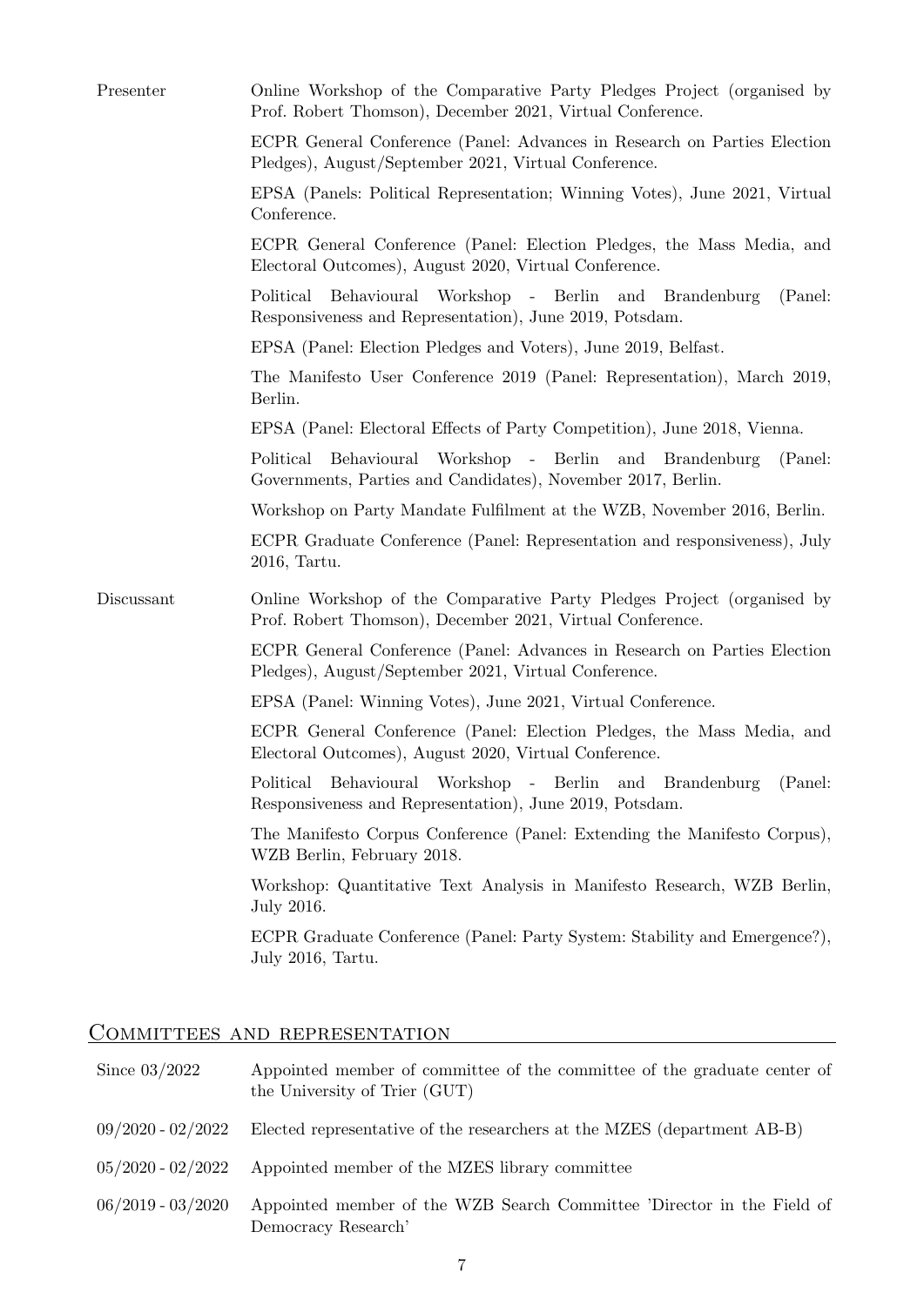| | |
|---|---|
| Presenter | Online Workshop of the Comparative Party Pledges Project (organised by Prof. Robert Thomson), December 2021, Virtual Conference. |
| | ECPR General Conference (Panel: Advances in Research on Parties Election Pledges), August/September 2021, Virtual Conference. |
| | EPSA (Panels: Political Representation; Winning Votes), June 2021, Virtual Conference. |
| | ECPR General Conference (Panel: Election Pledges, the Mass Media, and Electoral Outcomes), August 2020, Virtual Conference. |
| | Political Behavioural Workshop - Berlin and Brandenburg (Panel: Responsiveness and Representation), June 2019, Potsdam. |
| | EPSA (Panel: Election Pledges and Voters), June 2019, Belfast. |
| | The Manifesto User Conference 2019 (Panel: Representation), March 2019, Berlin. |
| | EPSA (Panel: Electoral Effects of Party Competition), June 2018, Vienna. |
| | Political Behavioural Workshop - Berlin and Brandenburg (Panel: Governments, Parties and Candidates), November 2017, Berlin. |
| | Workshop on Party Mandate Fulfilment at the WZB, November 2016, Berlin. |
| | ECPR Graduate Conference (Panel: Representation and responsiveness), July 2016, Tartu. |
| Discussant | Online Workshop of the Comparative Party Pledges Project (organised by Prof. Robert Thomson), December 2021, Virtual Conference. |
| | ECPR General Conference (Panel: Advances in Research on Parties Election Pledges), August/September 2021, Virtual Conference. |
| | EPSA (Panel: Winning Votes), June 2021, Virtual Conference. |
| | ECPR General Conference (Panel: Election Pledges, the Mass Media, and Electoral Outcomes), August 2020, Virtual Conference. |
| | Political Behavioural Workshop - Berlin and Brandenburg (Panel: Responsiveness and Representation), June 2019, Potsdam. |
| | The Manifesto Corpus Conference (Panel: Extending the Manifesto Corpus), WZB Berlin, February 2018. |
| | Workshop: Quantitative Text Analysis in Manifesto Research, WZB Berlin, July 2016. |
| | ECPR Graduate Conference (Panel: Party System: Stability and Emergence?), July 2016, Tartu. |

## Committees and representation

| | |
|---|---|
| Since 03/2022 | Appointed member of committee of the committee of the graduate center of the University of Trier (GUT) |
| 09/2020 - 02/2022 | Elected representative of the researchers at the MZES (department AB-B) |
| 05/2020 - 02/2022 | Appointed member of the MZES library committee |
| 06/2019 - 03/2020 | Appointed member of the WZB Search Committee 'Director in the Field of Democracy Research' |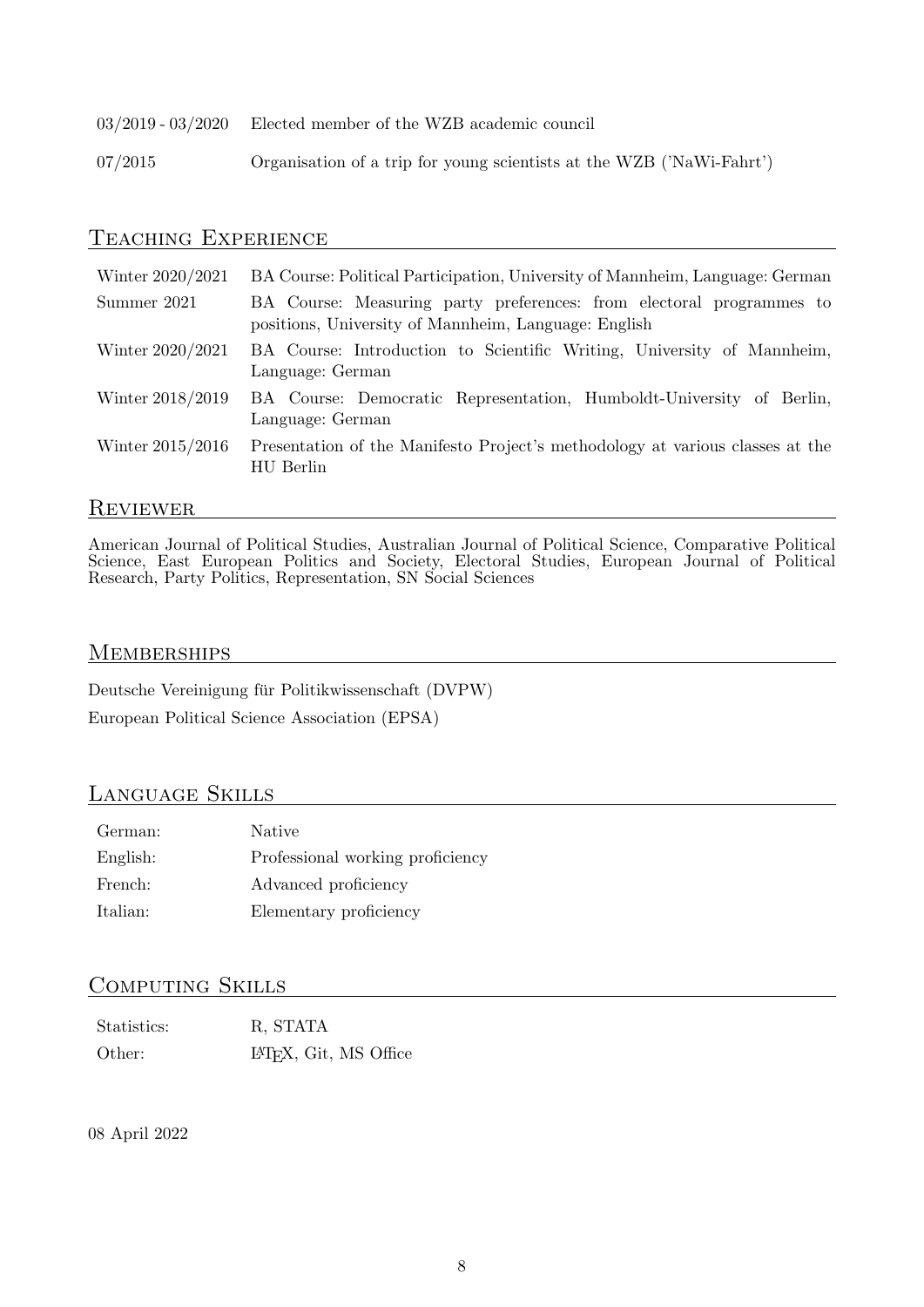| | |
|---|---|
| 03/2019 - 03/2020 | Elected member of the WZB academic council |
| 07/2015 | Organisation of a trip for young scientists at the WZB ('NaWi-Fahrt') |

## Teaching Experience

| | |
|---|---|
| Winter 2020/2021 | BA Course: Political Participation, University of Mannheim, Language: German |
| Summer 2021 | BA Course: Measuring party preferences: from electoral programmes to positions, University of Mannheim, Language: English |
| Winter 2020/2021 | BA Course: Introduction to Scientific Writing, University of Mannheim, Language: German |
| Winter 2018/2019 | BA Course: Democratic Representation, Humboldt-University of Berlin, Language: German |
| Winter 2015/2016 | Presentation of the Manifesto Project's methodology at various classes at the HU Berlin |

## Reviewer

American Journal of Political Studies, Australian Journal of Political Science, Comparative Political Science, East European Politics and Society, Electoral Studies, European Journal of Political Research, Party Politics, Representation, SN Social Sciences

## Memberships

Deutsche Vereinigung für Politikwissenschaft (DVPW)

European Political Science Association (EPSA)

## Language Skills

| | |
|---|---|
| German: | Native |
| English: | Professional working proficiency |
| French: | Advanced proficiency |
| Italian: | Elementary proficiency |

## Computing Skills

| | |
|---|---|
| Statistics: | R, STATA |
| Other: | LaTeX, Git, MS Office |

08 April 2022